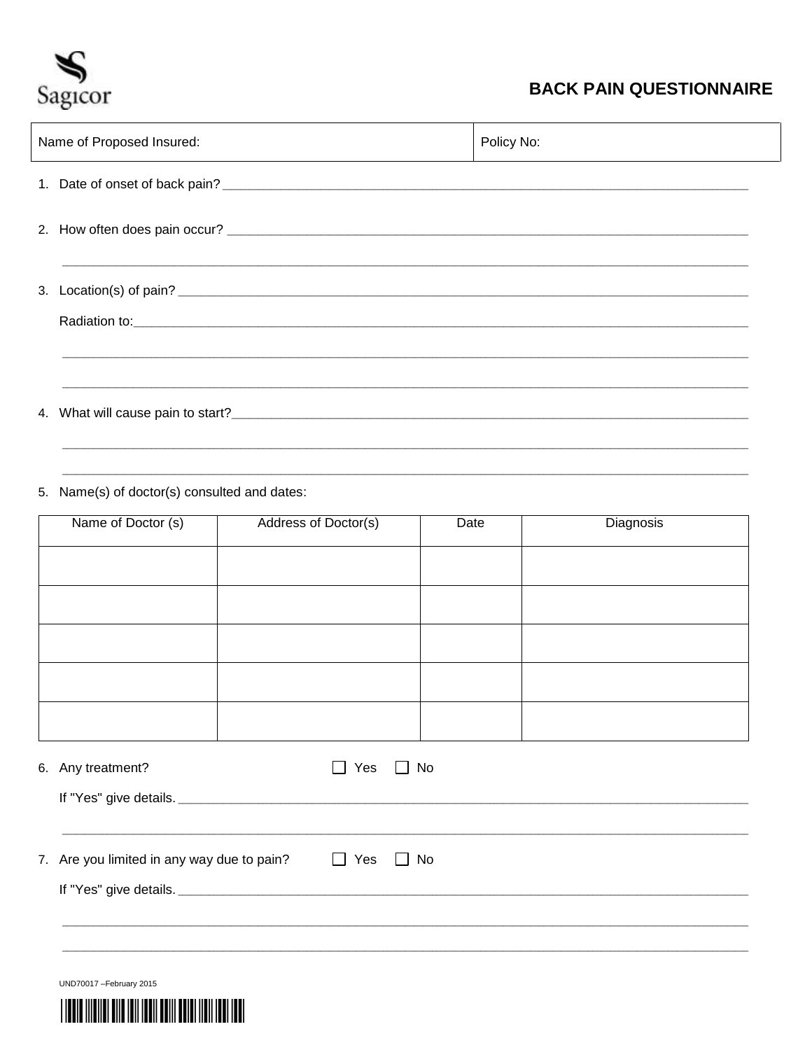Sagicor

# BACK PAIN QUESTIONNAIRE

| Name of Proposed Insured: | Policy No: |
| --- | --- |

1. Date of onset of back pain? ____________________

2. How often does pain occur? ____________________

   ____________________

3. Location(s) of pain? ____________________

   Radiation to: ____________________

   ____________________

   ____________________

4. What will cause pain to start? ____________________

   ____________________

   ____________________

5. Name(s) of doctor(s) consulted and dates:

| Name of Doctor (s) | Address of Doctor(s) | Date | Diagnosis |
| --- | --- | --- | --- |
| | | | |
| | | | |
| | | | |
| | | | |
| | | | |

6. Any treatment? ☐ Yes ☐ No

   If "Yes" give details. ____________________

   ____________________

7. Are you limited in any way due to pain? ☐ Yes ☐ No

   If "Yes" give details. ____________________

   ____________________

   ____________________

UND70017 –February 2015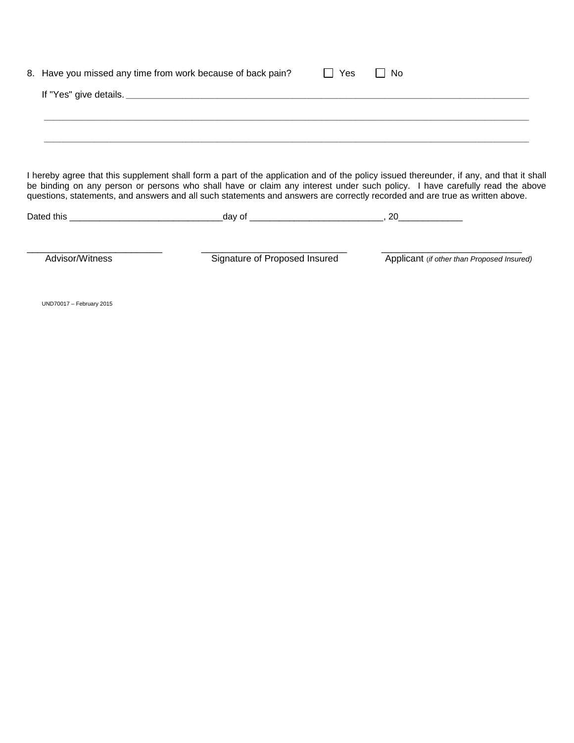8. Have you missed any time from work because of back pain? ☐ Yes ☐ No

   If "Yes" give details. ____________________________________________________________________________

   ____________________________________________________________________________________________

   ____________________________________________________________________________________________

I hereby agree that this supplement shall form a part of the application and of the policy issued thereunder, if any, and that it shall be binding on any person or persons who shall have or claim any interest under such policy. I have carefully read the above questions, statements, and answers and all such statements and answers are correctly recorded and are true as written above.

Dated this ______________________________day of __________________________, 20____________

| | | |
|---|---|---|
| _________________________ | ___________________________ | ___________________________ |
| Advisor/Witness | Signature of Proposed Insured | Applicant (*if other than Proposed Insured)* |

UND70017 – February 2015